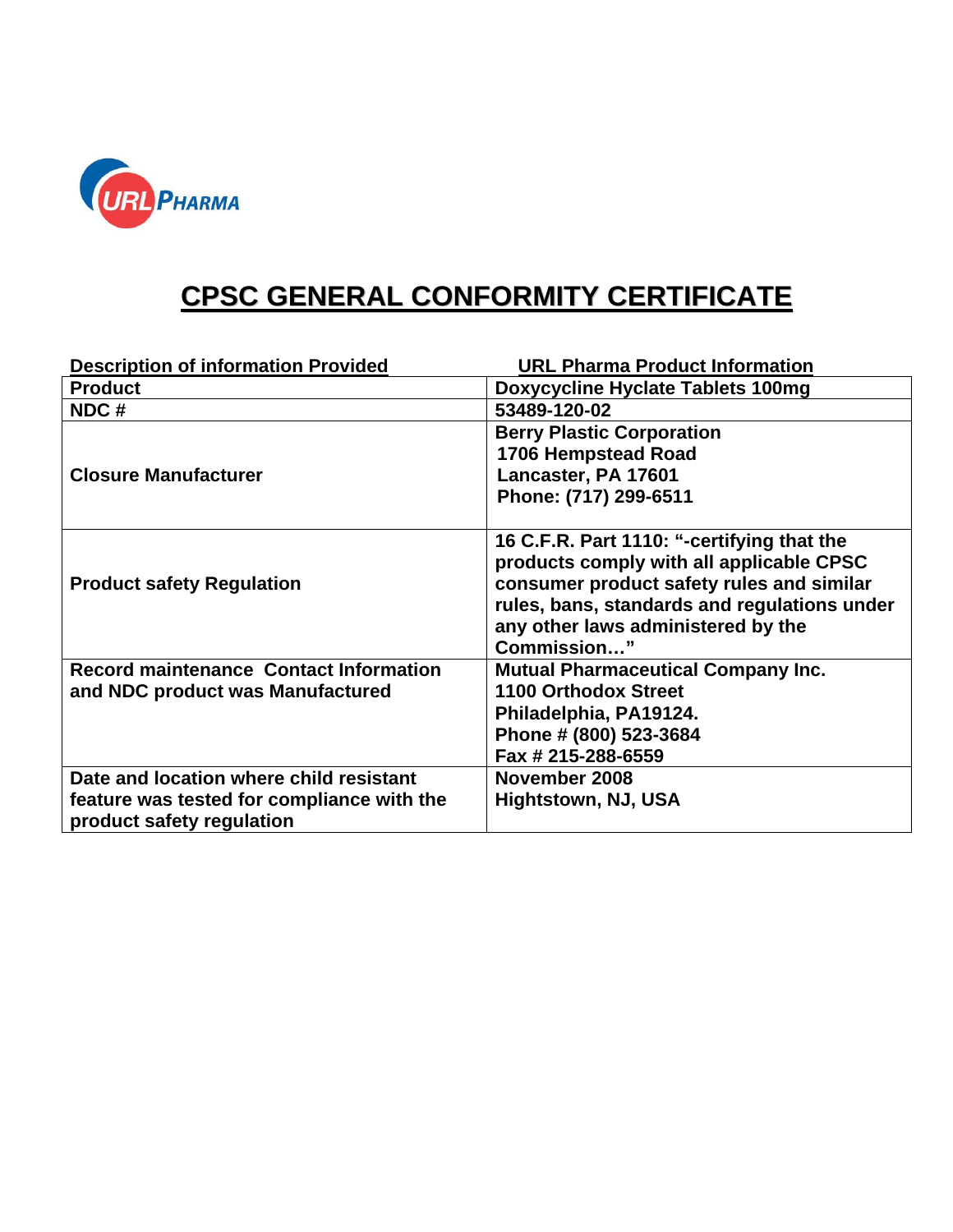URL PHARMA

# CPSC GENERAL CONFORMITY CERTIFICATE

| Description of information Provided | URL Pharma Product Information |
|---|---|
| Product | Doxycycline Hyclate Tablets 100mg |
| NDC # | 53489-120-02 |
| Closure Manufacturer | Berry Plastic Corporation<br>1706 Hempstead Road<br>Lancaster, PA 17601<br>Phone: (717) 299-6511 |
| Product safety Regulation | 16 C.F.R. Part 1110: "-certifying that the products comply with all applicable CPSC consumer product safety rules and similar rules, bans, standards and regulations under any other laws administered by the Commission…" |
| Record maintenance Contact Information and NDC product was Manufactured | Mutual Pharmaceutical Company Inc.<br>1100 Orthodox Street<br>Philadelphia, PA19124.<br>Phone # (800) 523-3684<br>Fax # 215-288-6559 |
| Date and location where child resistant feature was tested for compliance with the product safety regulation | November 2008<br>Hightstown, NJ, USA |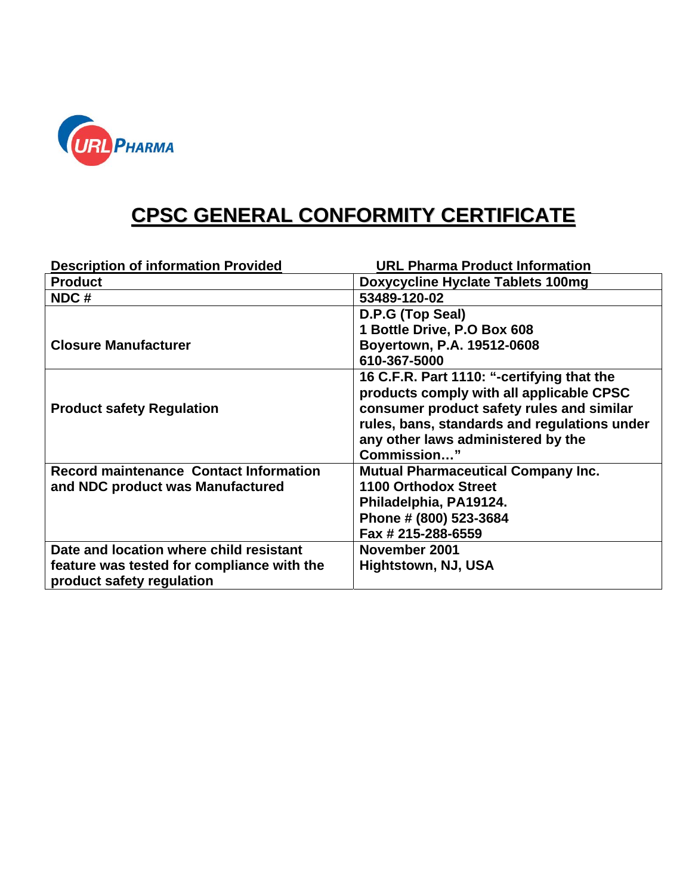URL PHARMA

# CPSC GENERAL CONFORMITY CERTIFICATE

| Description of information Provided | URL Pharma Product Information |
|---|---|
| Product | Doxycycline Hyclate Tablets 100mg |
| NDC # | 53489-120-02 |
| Closure Manufacturer | D.P.G (Top Seal)<br>1 Bottle Drive, P.O Box 608<br>Boyertown, P.A. 19512-0608<br>610-367-5000 |
| Product safety Regulation | 16 C.F.R. Part 1110: "-certifying that the products comply with all applicable CPSC consumer product safety rules and similar rules, bans, standards and regulations under any other laws administered by the Commission…" |
| Record maintenance Contact Information and NDC product was Manufactured | Mutual Pharmaceutical Company Inc.<br>1100 Orthodox Street<br>Philadelphia, PA19124.<br>Phone # (800) 523-3684<br>Fax # 215-288-6559 |
| Date and location where child resistant feature was tested for compliance with the product safety regulation | November 2001<br>Hightstown, NJ, USA |